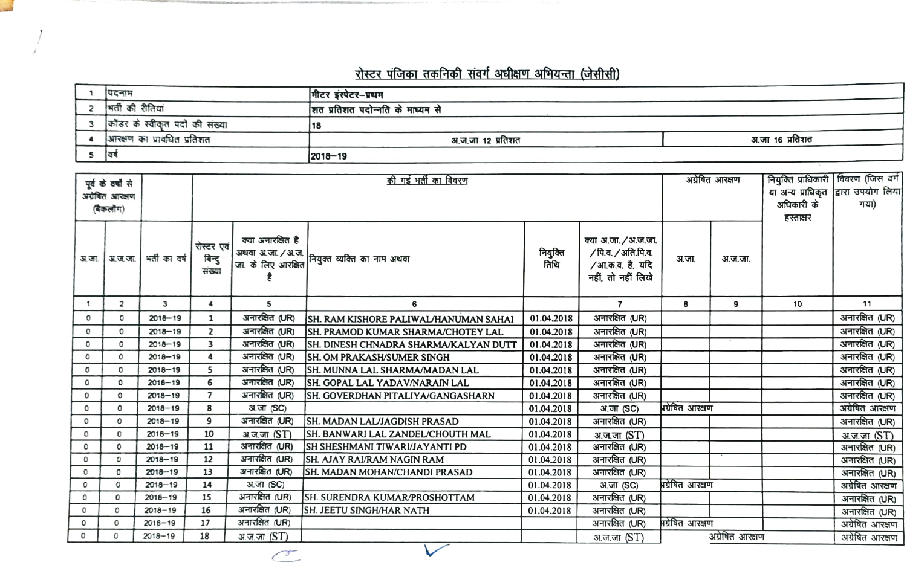# रोस्टर पंजिका तकनिकी संवर्ग अधीक्षण अभियन्ता (जेसीसी)

| | | | |
|---|---|---|---|
| 1 | पदनाम | मीटर इंस्पेटर–प्रथम | |
| 2 | भर्ती की रीतियां | शत प्रतिशत पदोन्नति के माध्यम से | |
| 3 | कॉडर के स्वीकृत पदों की संख्या | 18 | |
| 4 | आरक्षण का प्रावधित प्रतिशत | अ.ज.जा 12 प्रतिशत | अ.जा 16 प्रतिशत |
| 5 | वर्ष | 2018–19 | |

| पूर्व के वर्षों से अग्रेषित आरक्षण (बैकलॉग) | | | की गई भर्ती का विवरण | | | | | अग्रेषित आरक्षण | | नियुक्ति प्राधिकारी या अन्य प्राधिकृत अधिकारी के हस्ताक्षर | विवरण (जिस वर्ग द्वारा उपयोग लिया गया) |
|---|---|---|---|---|---|---|---|---|---|---|---|
| अ.जा. | अ.ज.जा. | भर्ती का वर्ष | रोस्टर एवं बिन्दु संख्या | क्या अनारक्षित है अथवा अ.जा. / अ.ज.जा. के लिए आरक्षित है | नियुक्त व्यक्ति का नाम अथवा | नियुक्ति तिथि | क्या अ.जा. / अ.ज.जा. / पि.व. / अति.पि.व. / आ.क.व. है, यदि नहीं, तो नहीं लिखे | अ.जा. | अ.ज.जा. | | |
| 1 | 2 | 3 | 4 | 5 | 6 | | 7 | 8 | 9 | 10 | 11 |
| 0 | 0 | 2018–19 | 1 | अनारक्षित (UR) | SH. RAM KISHORE PALIWAL/HANUMAN SAHAI | 01.04.2018 | अनारक्षित (UR) | | | | अनारक्षित (UR) |
| 0 | 0 | 2018–19 | 2 | अनारक्षित (UR) | SH. PRAMOD KUMAR SHARMA/CHOTEY LAL | 01.04.2018 | अनारक्षित (UR) | | | | अनारक्षित (UR) |
| 0 | 0 | 2018–19 | 3 | अनारक्षित (UR) | SH. DINESH CHNADRA SHARMA/KALYAN DUTT | 01.04.2018 | अनारक्षित (UR) | | | | अनारक्षित (UR) |
| 0 | 0 | 2018–19 | 4 | अनारक्षित (UR) | SH. OM PRAKASH/SUMER SINGH | 01.04.2018 | अनारक्षित (UR) | | | | अनारक्षित (UR) |
| 0 | 0 | 2018–19 | 5 | अनारक्षित (UR) | SH. MUNNA LAL SHARMA/MADAN LAL | 01.04.2018 | अनारक्षित (UR) | | | | अनारक्षित (UR) |
| 0 | 0 | 2018–19 | 6 | अनारक्षित (UR) | SH. GOPAL LAL YADAV/NARAIN LAL | 01.04.2018 | अनारक्षित (UR) | | | | अनारक्षित (UR) |
| 0 | 0 | 2018–19 | 7 | अनारक्षित (UR) | SH. GOVERDHAN PITALIYA/GANGASHARN | 01.04.2018 | अनारक्षित (UR) | | | | अनारक्षित (UR) |
| 0 | 0 | 2018–19 | 8 | अ.जा (SC) | | 01.04.2018 | अ.जा (SC) | अग्रेषित आरक्षण | | | अग्रेषित आरक्षण |
| 0 | 0 | 2018–19 | 9 | अनारक्षित (UR) | SH. MADAN LAL/JAGDISH PRASAD | 01.04.2018 | अनारक्षित (UR) | | | | अनारक्षित (UR) |
| 0 | 0 | 2018–19 | 10 | अ.ज.जा (ST) | SH. BANWARI LAL ZANDEL/CHOUTH MAL | 01.04.2018 | अ.ज.जा (ST) | | | | अ.ज.जा (ST) |
| 0 | 0 | 2018–19 | 11 | अनारक्षित (UR) | SH SHESHMANI TIWARI/JAYANTI PD | 01.04.2018 | अनारक्षित (UR) | | | | अनारक्षित (UR) |
| 0 | 0 | 2018–19 | 12 | अनारक्षित (UR) | SH. AJAY RAI/RAM NAGIN RAM | 01.04.2018 | अनारक्षित (UR) | | | | अनारक्षित (UR) |
| 0 | 0 | 2018–19 | 13 | अनारक्षित (UR) | SH. MADAN MOHAN/CHANDI PRASAD | 01.04.2018 | अनारक्षित (UR) | | | | अनारक्षित (UR) |
| 0 | 0 | 2018–19 | 14 | अ.जा (SC) | | 01.04.2018 | अ.जा (SC) | अग्रेषित आरक्षण | | | अग्रेषित आरक्षण |
| 0 | 0 | 2018–19 | 15 | अनारक्षित (UR) | SH. SURENDRA KUMAR/PROSHOTTAM | 01.04.2018 | अनारक्षित (UR) | | | | अनारक्षित (UR) |
| 0 | 0 | 2018–19 | 16 | अनारक्षित (UR) | SH. JEETU SINGH/HAR NATH | 01.04.2018 | अनारक्षित (UR) | | | | अनारक्षित (UR) |
| 0 | 0 | 2018–19 | 17 | अनारक्षित (UR) | | | अनारक्षित (UR) | अग्रेषित आरक्षण | | | अग्रेषित आरक्षण |
| 0 | 0 | 2018–19 | 18 | अ.ज.जा (ST) | | | अ.ज.जा (ST) | | अग्रेषित आरक्षण | | अग्रेषित आरक्षण |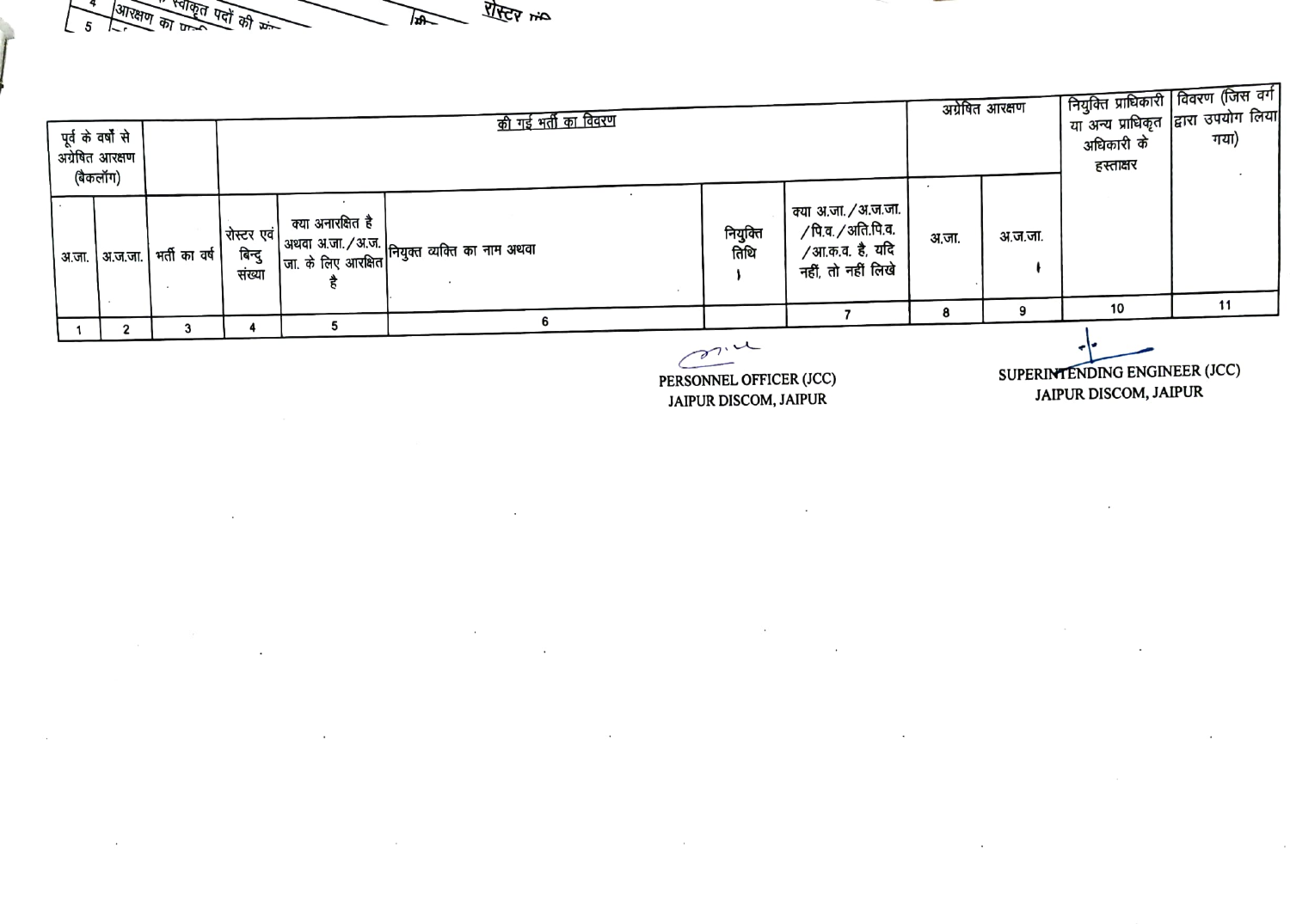| पूर्व के वर्षों से अग्रेषित आरक्षण (बैकलॉग) | | | की गई भर्ती का विवरण | | | | | | अग्रेषित आरक्षण | | नियुक्ति प्राधिकारी या अन्य प्राधिकृत अधिकारी के हस्ताक्षर | विवरण (जिस वर्ग द्वारा उपयोग लिया गया) |
|---|---|---|---|---|---|---|---|---|---|---|---|
| अ.जा. | अ.ज.जा. | भर्ती का वर्ष | रोस्टर एवं बिन्दु संख्या | क्या अनारक्षित है अथवा अ.जा./अ.ज.जा. के लिए आरक्षित है | नियुक्त व्यक्ति का नाम अथवा | नियुक्ति तिथि | क्या अ.जा./अ.ज.जा./पि.व./अति.पि.व./आ.क.व. है, यदि नहीं, तो नहीं लिखे | अ.जा. | अ.ज.जा. | | |
| 1 | 2 | 3 | 4 | 5 | 6 | | 7 | 8 | 9 | 10 | 11 |

PERSONNEL OFFICER (JCC)
JAIPUR DISCOM, JAIPUR

SUPERINTENDING ENGINEER (JCC)
JAIPUR DISCOM, JAIPUR